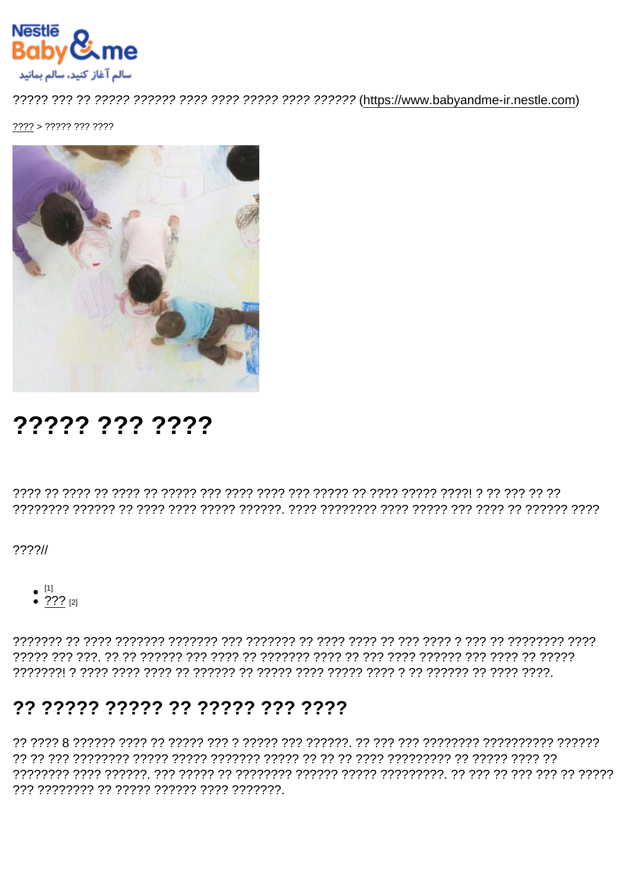Nestlé Baby & me

سالم آغاز کنید، سالم بمانید

????? ??? ?? ????? ?????? ???? ???? ????? ???? ?????? (https://www.babyandme-ir.nestle.com)

???? > ????? ??? ????

# ????? ??? ????

???? ?? ???? ?? ???? ?? ????? ??? ???? ???? ??? ????? ?? ???? ????? ????! ? ?? ??? ?? ?? ???????? ?????? ?? ???? ???? ????? ??????. ???? ???????? ???? ????? ??? ???? ?? ?????? ????

????//

- [1]
- ??? [2]

??????? ?? ???? ??????? ??????? ??? ??????? ?? ???? ???? ?? ??? ???? ? ??? ?? ???????? ???? ????? ??? ???. ?? ?? ?????? ??? ???? ?? ??????? ???? ?? ??? ???? ?????? ??? ???? ?? ????? ???????! ? ???? ???? ???? ?? ?????? ?? ????? ???? ????? ???? ? ?? ?????? ?? ???? ????.

## ?? ????? ????? ?? ????? ??? ????

?? ???? 8 ?????? ???? ?? ????? ??? ? ????? ??? ??????. ?? ??? ??? ???????? ?????????? ?????? ?? ?? ??? ???????? ????? ????? ??????? ????? ?? ?? ?? ???? ????????? ?? ????? ???? ?? ???????? ???? ??????. ??? ????? ?? ???????? ?????? ????? ?????????. ?? ??? ?? ??? ??? ?? ????? ??? ???????? ?? ????? ?????? ???? ???????.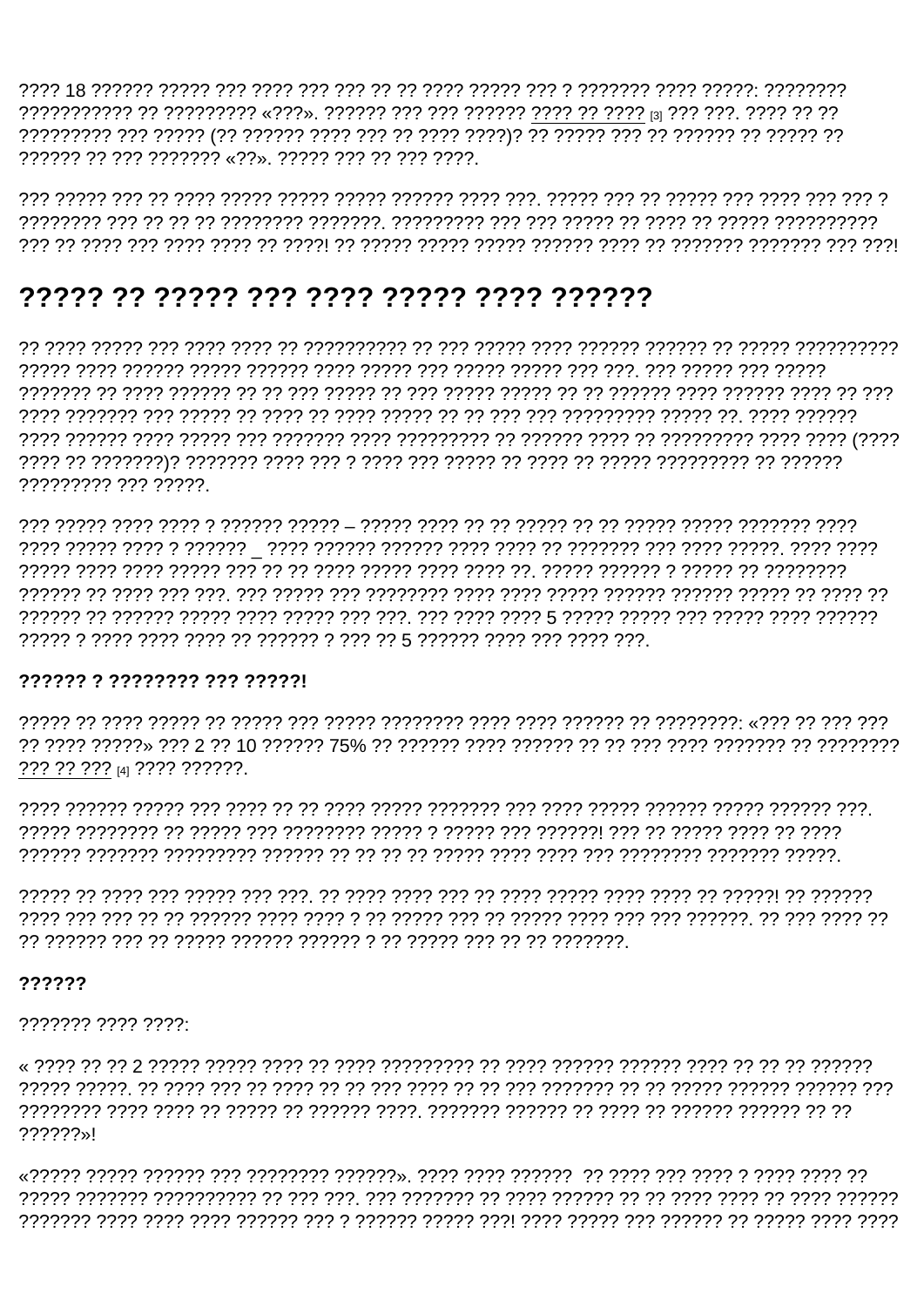???? 18 ?????? ????? ??? ???? ??? ??? ?? ?? ???? ????? ??? ? ??????? ???? ?????: ???????? ??????????? ?? ????????? «???». ?????? ??? ??? ?????? ???? ?? ???? [3] ??? ???. ???? ?? ?? ????????? ??? ????? (?? ?????? ???? ??? ?? ???? ????)? ?? ????? ??? ?? ?????? ?? ????? ?? ?????? ?? ??? ??????? «??». ????? ??? ?? ??? ????.

??? ????? ??? ?? ???? ????? ????? ????? ?????? ???? ???. ????? ??? ?? ????? ??? ???? ??? ??? ? ???????? ??? ?? ?? ?? ???????? ???????. ????????? ??? ??? ????? ?? ???? ?? ????? ?????????? ??? ?? ???? ??? ???? ???? ?? ????! ?? ????? ????? ????? ?????? ???? ?? ??????? ??????? ??? ???!

## ????? ?? ????? ??? ???? ????? ???? ??????

?? ???? ????? ??? ???? ???? ?? ?????????? ?? ??? ????? ???? ?????? ?????? ?? ????? ?????????? ????? ???? ?????? ????? ?????? ???? ????? ??? ????? ????? ??? ???. ??? ????? ??? ????? ??????? ?? ???? ?????? ?? ?? ??? ????? ?? ??? ????? ????? ?? ?? ?????? ???? ?????? ???? ?? ??? ???? ??????? ??? ????? ?? ???? ?? ???? ????? ?? ?? ??? ??? ????????? ????? ??. ???? ?????? ???? ?????? ???? ????? ??? ??????? ???? ????????? ?? ?????? ???? ?? ????????? ???? ???? (???? ???? ?? ???????)? ??????? ???? ??? ? ???? ??? ????? ?? ???? ?? ????? ????????? ?? ?????? ????????? ??? ?????.

??? ????? ???? ???? ? ?????? ????? – ????? ???? ?? ?? ????? ?? ?? ????? ????? ??????? ???? ???? ????? ???? ? ?????? _ ???? ?????? ?????? ???? ???? ?? ??????? ??? ???? ?????. ???? ???? ????? ???? ???? ????? ??? ?? ?? ???? ????? ???? ???? ??. ????? ?????? ? ????? ?? ???????? ?????? ?? ???? ??? ???. ??? ????? ??? ???????? ???? ???? ????? ?????? ?????? ????? ?? ???? ?? ?????? ?? ?????? ????? ???? ????? ??? ???. ??? ???? ???? 5 ????? ????? ??? ????? ???? ?????? ????? ? ???? ???? ???? ?? ?????? ? ??? ?? 5 ?????? ???? ??? ???? ???.

**?????? ? ???????? ??? ?????!**

????? ?? ???? ????? ?? ????? ??? ????? ???????? ???? ???? ?????? ?? ????????: «??? ?? ??? ??? ?? ???? ?????» ??? 2 ?? 10 ?????? 75% ?? ?????? ???? ?????? ?? ?? ??? ???? ??????? ?? ???????? ??? ?? ??? [4] ???? ??????.

???? ?????? ????? ??? ???? ?? ?? ???? ????? ??????? ??? ???? ????? ?????? ????? ?????? ???. ????? ???????? ?? ????? ??? ???????? ????? ? ????? ??? ??????! ??? ?? ????? ???? ?? ???? ?????? ??????? ????????? ?????? ?? ?? ?? ?? ????? ???? ???? ??? ???????? ??????? ?????.

????? ?? ???? ??? ????? ??? ???. ?? ???? ???? ??? ?? ???? ????? ???? ???? ?? ?????! ?? ?????? ???? ??? ??? ?? ?? ?????? ???? ???? ? ?? ????? ??? ?? ????? ???? ??? ??? ??????. ?? ??? ???? ?? ?? ?????? ??? ?? ????? ?????? ?????? ? ?? ????? ??? ?? ?? ???????.

**??????**

??????? ???? ????:

« ???? ?? ?? 2 ????? ????? ???? ?? ???? ????????? ?? ???? ?????? ?????? ???? ?? ?? ?? ?????? ????? ?????. ?? ???? ??? ?? ???? ?? ?? ??? ???? ?? ?? ??? ??????? ?? ?? ????? ?????? ?????? ??? ???????? ???? ???? ?? ????? ?? ?????? ????. ??????? ?????? ?? ???? ?? ?????? ?????? ?? ?? ??????»!

«????? ????? ?????? ??? ???????? ??????». ???? ???? ?????? ?? ???? ??? ???? ? ???? ???? ?? ????? ??????? ?????????? ?? ??? ???. ??? ??????? ?? ???? ?????? ?? ?? ???? ???? ?? ???? ?????? ??????? ???? ???? ???? ?????? ??? ? ?????? ????? ???! ???? ????? ??? ?????? ?? ????? ???? ????